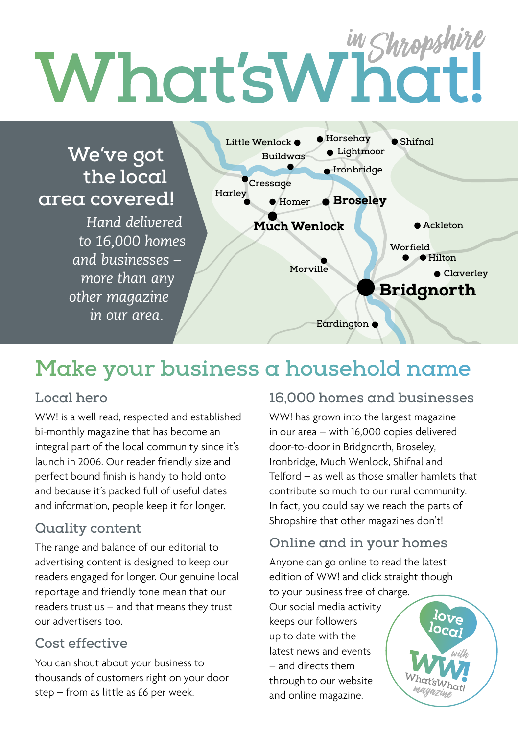# What'sWhat! in Shropshire

## We've got the local area covered!

*Hand delivered to 16,000 homes and businesses – more than any other magazine in our area.*

Little Wenlock, Horsehay, Shifnal, Buildwas, Lightmoor, Ironbridge, Cressage, Harley, Homer, **Broseley**, **Much Wenlock**, Ackleton, Worfield, Hilton, Morville, Claverley, **Bridgnorth**, Eardington

## Make your business a household name

### Local hero

WW! is a well read, respected and established bi-monthly magazine that has become an integral part of the local community since it's launch in 2006. Our reader friendly size and perfect bound finish is handy to hold onto and because it's packed full of useful dates and information, people keep it for longer.

### Quality content

The range and balance of our editorial to advertising content is designed to keep our readers engaged for longer. Our genuine local reportage and friendly tone mean that our readers trust us – and that means they trust our advertisers too.

### Cost effective

You can shout about your business to thousands of customers right on your door step – from as little as £6 per week.

### 16,000 homes and businesses

WW! has grown into the largest magazine in our area – with 16,000 copies delivered door-to-door in Bridgnorth, Broseley, Ironbridge, Much Wenlock, Shifnal and Telford – as well as those smaller hamlets that contribute so much to our rural community. In fact, you could say we reach the parts of Shropshire that other magazines don't!

### Online and in your homes

Anyone can go online to read the latest edition of WW! and click straight though to your business free of charge. Our social media activity keeps our followers up to date with the latest news and events – and directs them through to our website and online magazine.

love local with WW! What'sWhat! magazine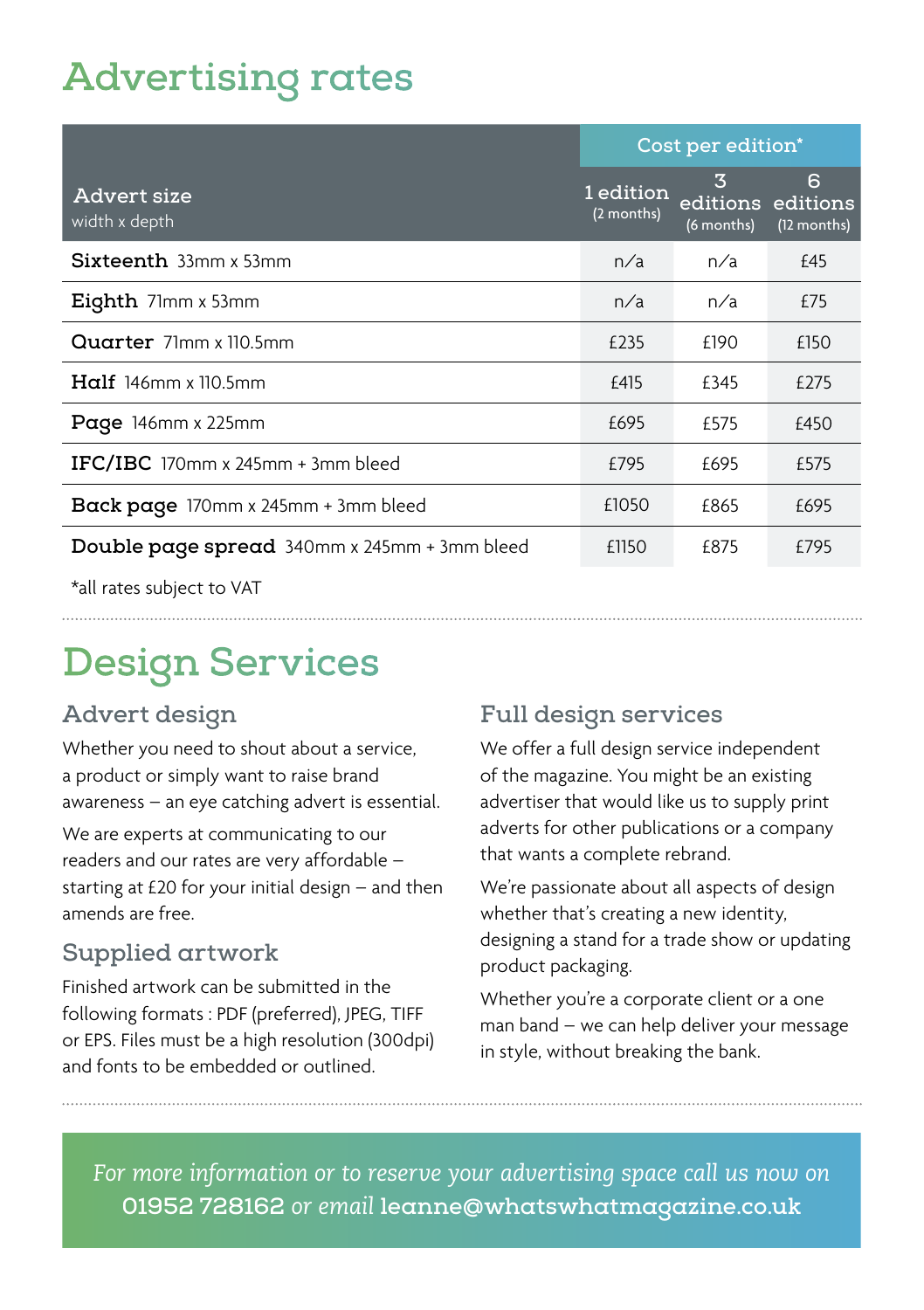# Advertising rates

| Advert size width x depth | Cost per edition* | | |
|---|---|---|---|
| | 1 edition (2 months) | 3 editions (6 months) | 6 editions (12 months) |
| **Sixteenth** 33mm x 53mm | n/a | n/a | £45 |
| **Eighth** 71mm x 53mm | n/a | n/a | £75 |
| **Quarter** 71mm x 110.5mm | £235 | £190 | £150 |
| **Half** 146mm x 110.5mm | £415 | £345 | £275 |
| **Page** 146mm x 225mm | £695 | £575 | £450 |
| **IFC/IBC** 170mm x 245mm + 3mm bleed | £795 | £695 | £575 |
| **Back page** 170mm x 245mm + 3mm bleed | £1050 | £865 | £695 |
| **Double page spread** 340mm x 245mm + 3mm bleed | £1150 | £875 | £795 |

*all rates subject to VAT

# Design Services

## Advert design

Whether you need to shout about a service, a product or simply want to raise brand awareness – an eye catching advert is essential.

We are experts at communicating to our readers and our rates are very affordable – starting at £20 for your initial design – and then amends are free.

## Supplied artwork

Finished artwork can be submitted in the following formats : PDF (preferred), JPEG, TIFF or EPS. Files must be a high resolution (300dpi) and fonts to be embedded or outlined.

## Full design services

We offer a full design service independent of the magazine. You might be an existing advertiser that would like us to supply print adverts for other publications or a company that wants a complete rebrand.

We're passionate about all aspects of design whether that's creating a new identity, designing a stand for a trade show or updating product packaging.

Whether you're a corporate client or a one man band – we can help deliver your message in style, without breaking the bank.

*For more information or to reserve your advertising space call us now on* **01952 728162** *or email* **leanne@whatswhatmagazine.co.uk**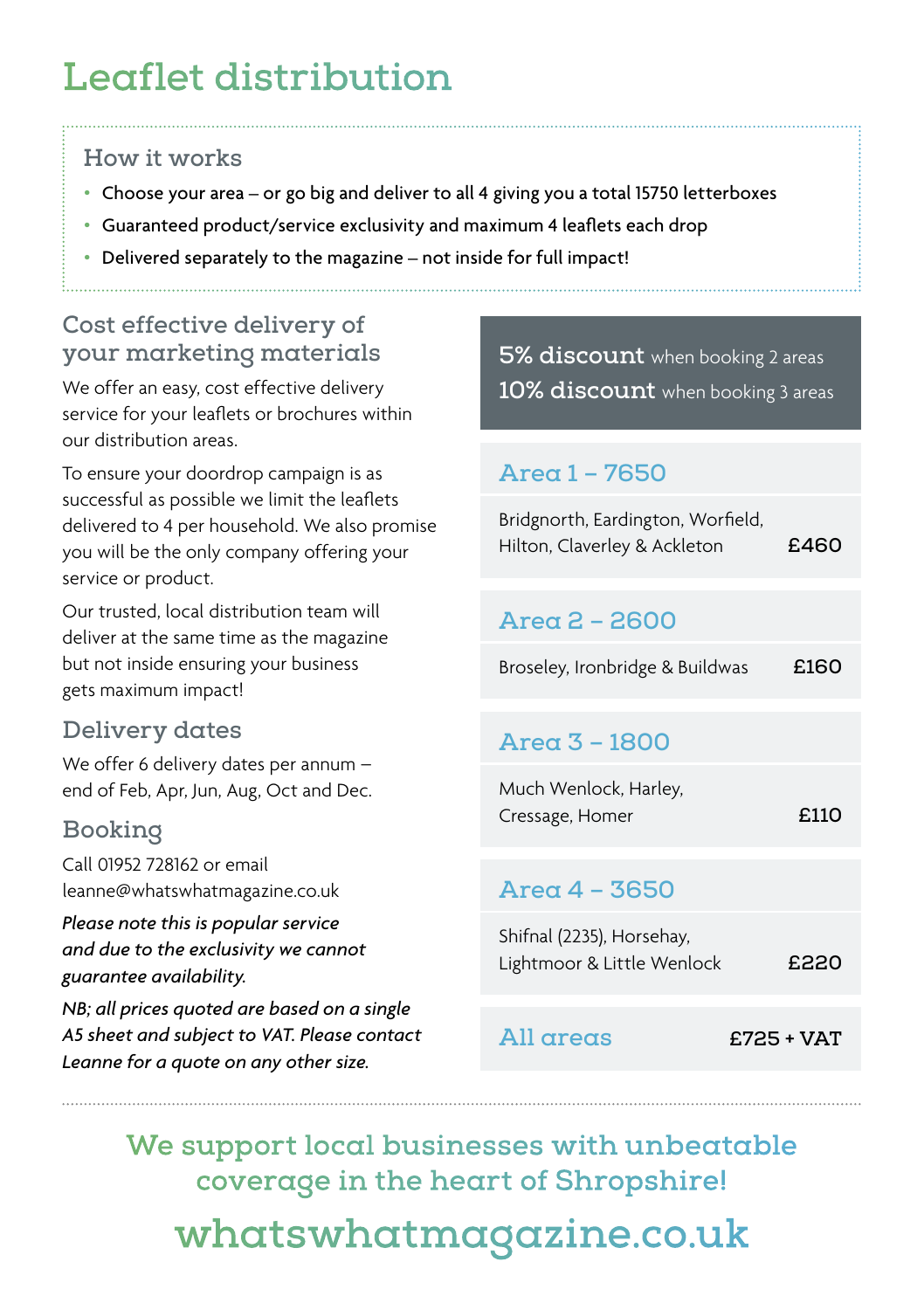# Leaflet distribution

## How it works

- Choose your area – or go big and deliver to all 4 giving you a total 15750 letterboxes
- Guaranteed product/service exclusivity and maximum 4 leaflets each drop
- Delivered separately to the magazine – not inside for full impact!

## Cost effective delivery of your marketing materials

We offer an easy, cost effective delivery service for your leaflets or brochures within our distribution areas.

To ensure your doordrop campaign is as successful as possible we limit the leaflets delivered to 4 per household. We also promise you will be the only company offering your service or product.

Our trusted, local distribution team will deliver at the same time as the magazine but not inside ensuring your business gets maximum impact!

## Delivery dates

We offer 6 delivery dates per annum – end of Feb, Apr, Jun, Aug, Oct and Dec.

## Booking

Call 01952 728162 or email leanne@whatswhatmagazine.co.uk

*Please note this is popular service and due to the exclusivity we cannot guarantee availability.*

*NB; all prices quoted are based on a single A5 sheet and subject to VAT. Please contact Leanne for a quote on any other size.*

**5% discount** when booking 2 areas
**10% discount** when booking 3 areas

### Area 1 – 7650

Bridgnorth, Eardington, Worfield, Hilton, Claverley & Ackleton **£460**

### Area 2 – 2600

Broseley, Ironbridge & Buildwas **£160**

### Area 3 – 1800

Much Wenlock, Harley, Cressage, Homer **£110**

### Area 4 – 3650

Shifnal (2235), Horsehay, Lightmoor & Little Wenlock **£220**

### All areas **£725 + VAT**

We support local businesses with unbeatable coverage in the heart of Shropshire!

whatswhatmagazine.co.uk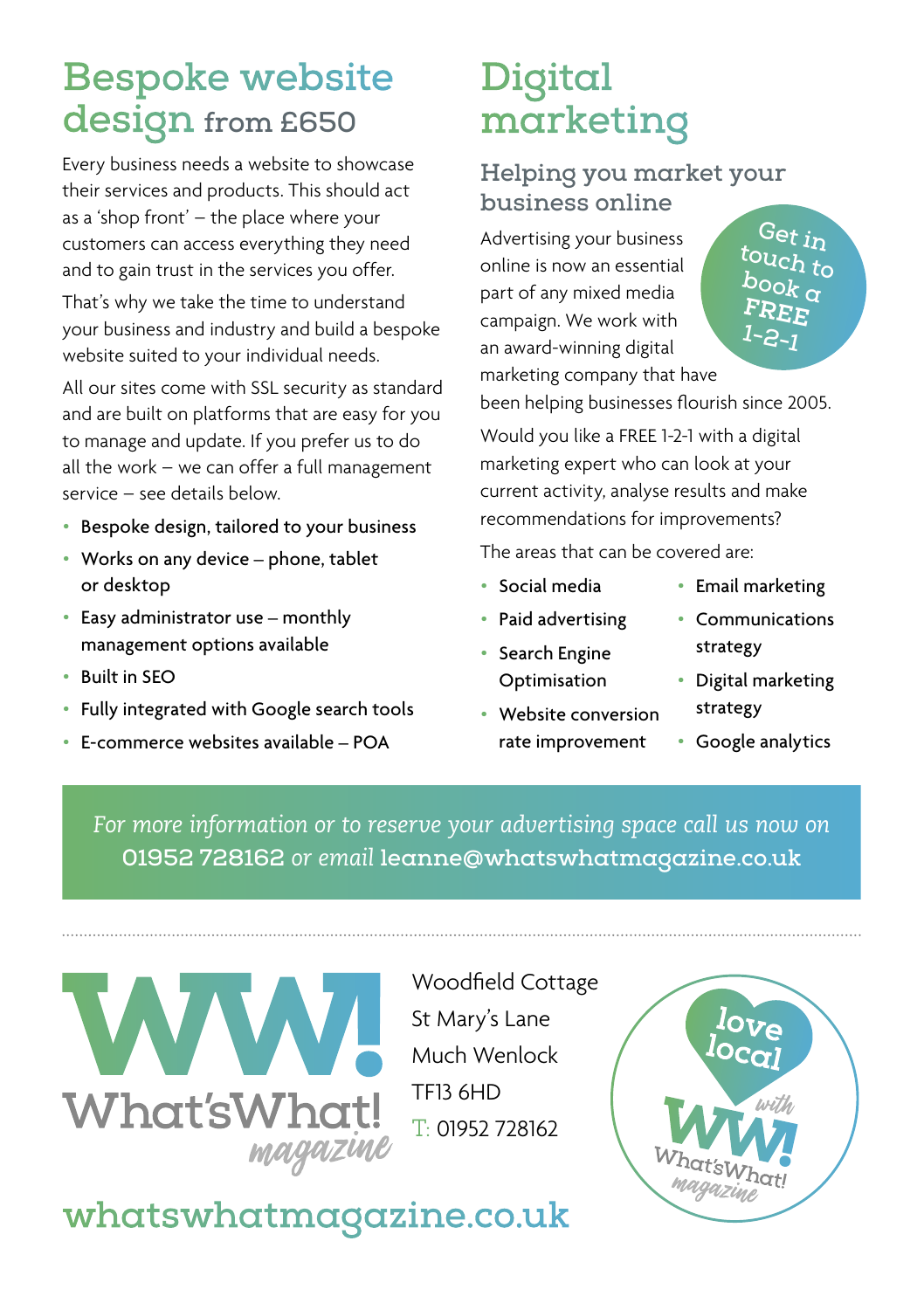# Bespoke website design from £650

Every business needs a website to showcase their services and products. This should act as a 'shop front' – the place where your customers can access everything they need and to gain trust in the services you offer.

That's why we take the time to understand your business and industry and build a bespoke website suited to your individual needs.

All our sites come with SSL security as standard and are built on platforms that are easy for you to manage and update. If you prefer us to do all the work – we can offer a full management service – see details below.

- Bespoke design, tailored to your business
- Works on any device – phone, tablet or desktop
- Easy administrator use – monthly management options available
- Built in SEO
- Fully integrated with Google search tools
- E-commerce websites available – POA

# Digital marketing

## Helping you market your business online

Get in touch to book a FREE 1-2-1

Advertising your business online is now an essential part of any mixed media campaign. We work with an award-winning digital marketing company that have been helping businesses flourish since 2005.

Would you like a FREE 1-2-1 with a digital marketing expert who can look at your current activity, analyse results and make recommendations for improvements?

The areas that can be covered are:

- Social media
- Paid advertising
- Search Engine Optimisation
- Website conversion rate improvement
- Email marketing
- Communications strategy
- Digital marketing strategy
- Google analytics

*For more information or to reserve your advertising space call us now on* 01952 728162 *or email* leanne@whatswhatmagazine.co.uk

WW! What'sWhat! magazine

Woodfield Cottage
St Mary's Lane
Much Wenlock
TF13 6HD
T: 01952 728162

love local with WW! What'sWhat! magazine

whatswhatmagazine.co.uk